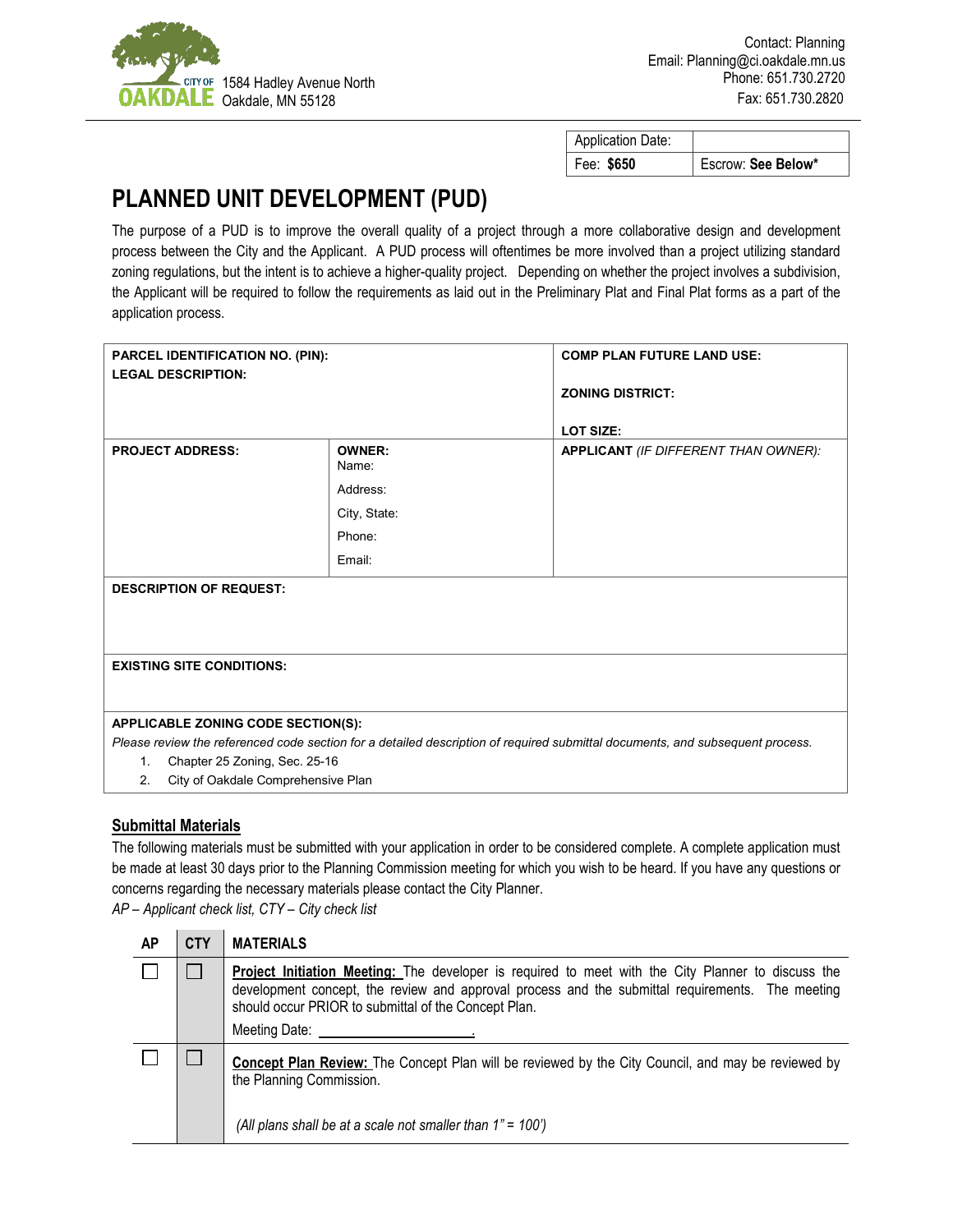CITY OF **OAKDALE** 1584 Hadley Avenue North
Oakdale, MN 55128

Contact: Planning
Email: Planning@ci.oakdale.mn.us
Phone: 651.730.2720
Fax: 651.730.2820

| Application Date: | |
|---|---|
| Fee: **$650** | Escrow: **See Below*** |

# PLANNED UNIT DEVELOPMENT (PUD)

The purpose of a PUD is to improve the overall quality of a project through a more collaborative design and development process between the City and the Applicant. A PUD process will oftentimes be more involved than a project utilizing standard zoning regulations, but the intent is to achieve a higher-quality project. Depending on whether the project involves a subdivision, the Applicant will be required to follow the requirements as laid out in the Preliminary Plat and Final Plat forms as a part of the application process.

| **PARCEL IDENTIFICATION NO. (PIN):** <br> **LEGAL DESCRIPTION:** | | **COMP PLAN FUTURE LAND USE:** <br><br> **ZONING DISTRICT:** <br><br> **LOT SIZE:** |
|---|---|---|
| **PROJECT ADDRESS:** | **OWNER:** <br> Name: <br> Address: <br> City, State: <br> Phone: <br> Email: | **APPLICANT** *(IF DIFFERENT THAN OWNER):* |
| **DESCRIPTION OF REQUEST:** | | |
| **EXISTING SITE CONDITIONS:** | | |

**APPLICABLE ZONING CODE SECTION(S):**

*Please review the referenced code section for a detailed description of required submittal documents, and subsequent process.*

1. Chapter 25 Zoning, Sec. 25-16
2. City of Oakdale Comprehensive Plan

## Submittal Materials

The following materials must be submitted with your application in order to be considered complete. A complete application must be made at least 30 days prior to the Planning Commission meeting for which you wish to be heard. If you have any questions or concerns regarding the necessary materials please contact the City Planner.

*AP – Applicant check list, CTY – City check list*

| AP | CTY | MATERIALS |
|---|---|---|
| ☐ | ☐ | **Project Initiation Meeting:** The developer is required to meet with the City Planner to discuss the development concept, the review and approval process and the submittal requirements. The meeting should occur PRIOR to submittal of the Concept Plan. <br><br> Meeting Date: ____________________. |
| ☐ | ☐ | **Concept Plan Review:** The Concept Plan will be reviewed by the City Council, and may be reviewed by the Planning Commission. <br><br> *(All plans shall be at a scale not smaller than 1" = 100')* |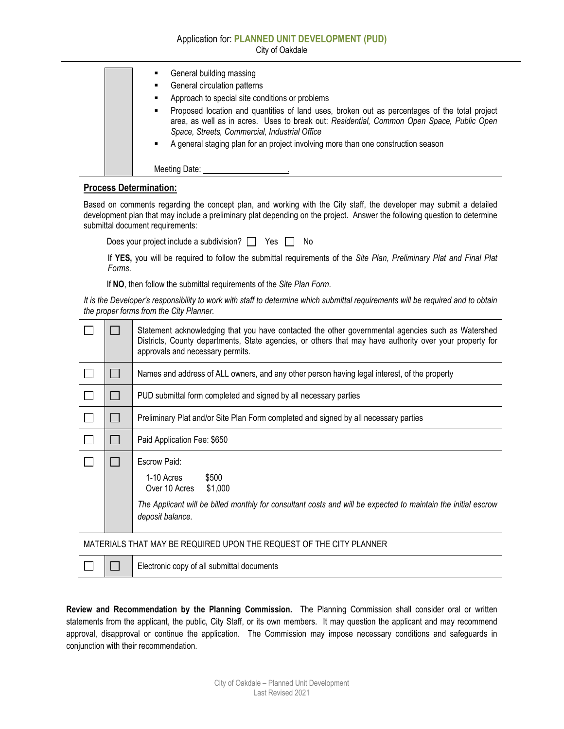| | |
|---|---|
| | ▪ General building massing<br>▪ General circulation patterns<br>▪ Approach to special site conditions or problems<br>▪ Proposed location and quantities of land uses, broken out as percentages of the total project area, as well as in acres. Uses to break out: *Residential, Common Open Space, Public Open Space, Streets, Commercial, Industrial Office*<br>▪ A general staging plan for an project involving more than one construction season<br><br>Meeting Date: ___________________. |

**Process Determination:**

Based on comments regarding the concept plan, and working with the City staff, the developer may submit a detailed development plan that may include a preliminary plat depending on the project. Answer the following question to determine submittal document requirements:

Does your project include a subdivision? ☐ Yes ☐ No

If **YES,** you will be required to follow the submittal requirements of the *Site Plan*, *Preliminary Plat and Final Plat Forms*.

If **NO**, then follow the submittal requirements of the *Site Plan Form*.

*It is the Developer's responsibility to work with staff to determine which submittal requirements will be required and to obtain the proper forms from the City Planner.*

| | | |
|---|---|---|
| ☐ | ☐ | Statement acknowledging that you have contacted the other governmental agencies such as Watershed Districts, County departments, State agencies, or others that may have authority over your property for approvals and necessary permits. |
| ☐ | ☐ | Names and address of ALL owners, and any other person having legal interest, of the property |
| ☐ | ☐ | PUD submittal form completed and signed by all necessary parties |
| ☐ | ☐ | Preliminary Plat and/or Site Plan Form completed and signed by all necessary parties |
| ☐ | ☐ | Paid Application Fee: $650 |
| ☐ | ☐ | Escrow Paid:<br>1-10 Acres $500<br>Over 10 Acres $1,000<br>*The Applicant will be billed monthly for consultant costs and will be expected to maintain the initial escrow deposit balance.* |

MATERIALS THAT MAY BE REQUIRED UPON THE REQUEST OF THE CITY PLANNER

| | | |
|---|---|---|
| ☐ | ☐ | Electronic copy of all submittal documents |

**Review and Recommendation by the Planning Commission.** The Planning Commission shall consider oral or written statements from the applicant, the public, City Staff, or its own members. It may question the applicant and may recommend approval, disapproval or continue the application. The Commission may impose necessary conditions and safeguards in conjunction with their recommendation.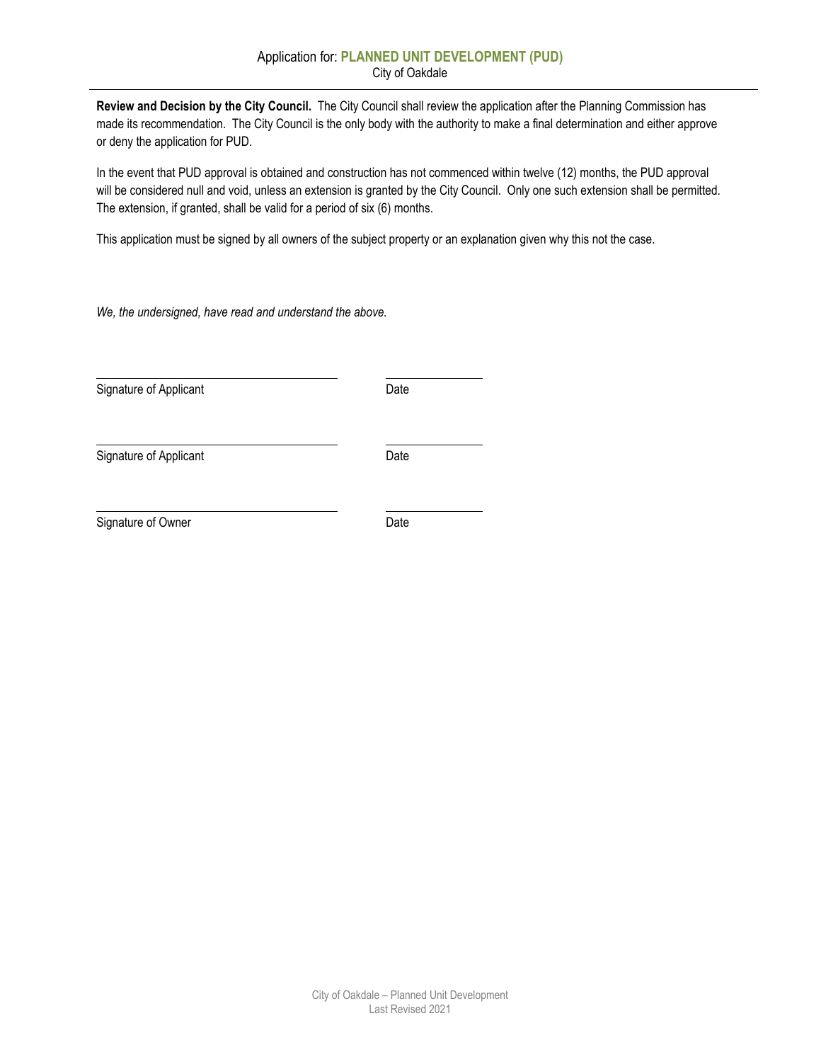**Review and Decision by the City Council.** The City Council shall review the application after the Planning Commission has made its recommendation. The City Council is the only body with the authority to make a final determination and either approve or deny the application for PUD.

In the event that PUD approval is obtained and construction has not commenced within twelve (12) months, the PUD approval will be considered null and void, unless an extension is granted by the City Council. Only one such extension shall be permitted. The extension, if granted, shall be valid for a period of six (6) months.

This application must be signed by all owners of the subject property or an explanation given why this not the case.

*We, the undersigned, have read and understand the above.*

\_\_\_\_\_\_\_\_\_\_\_\_\_\_\_\_\_\_\_\_\_\_\_\_\_\_\_\_\_\_\_\_ \_\_\_\_\_\_\_\_\_\_\_\_\_\_
Signature of Applicant Date

\_\_\_\_\_\_\_\_\_\_\_\_\_\_\_\_\_\_\_\_\_\_\_\_\_\_\_\_\_\_\_\_ \_\_\_\_\_\_\_\_\_\_\_\_\_\_
Signature of Applicant Date

\_\_\_\_\_\_\_\_\_\_\_\_\_\_\_\_\_\_\_\_\_\_\_\_\_\_\_\_\_\_\_\_ \_\_\_\_\_\_\_\_\_\_\_\_\_\_
Signature of Owner Date